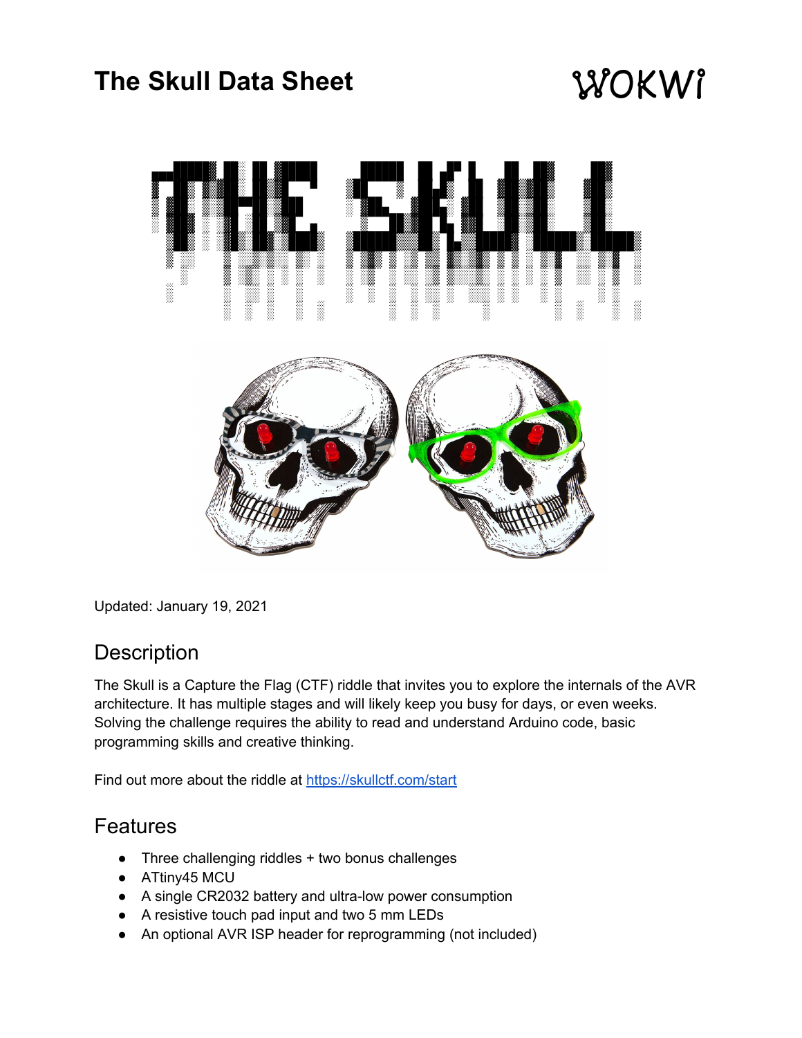# The Skull Data Sheet

WOKWI

Updated: January 19, 2021

## Description

The Skull is a Capture the Flag (CTF) riddle that invites you to explore the internals of the AVR architecture. It has multiple stages and will likely keep you busy for days, or even weeks. Solving the challenge requires the ability to read and understand Arduino code, basic programming skills and creative thinking.

Find out more about the riddle at https://skullctf.com/start

## Features

- Three challenging riddles + two bonus challenges
- ATtiny45 MCU
- A single CR2032 battery and ultra-low power consumption
- A resistive touch pad input and two 5 mm LEDs
- An optional AVR ISP header for reprogramming (not included)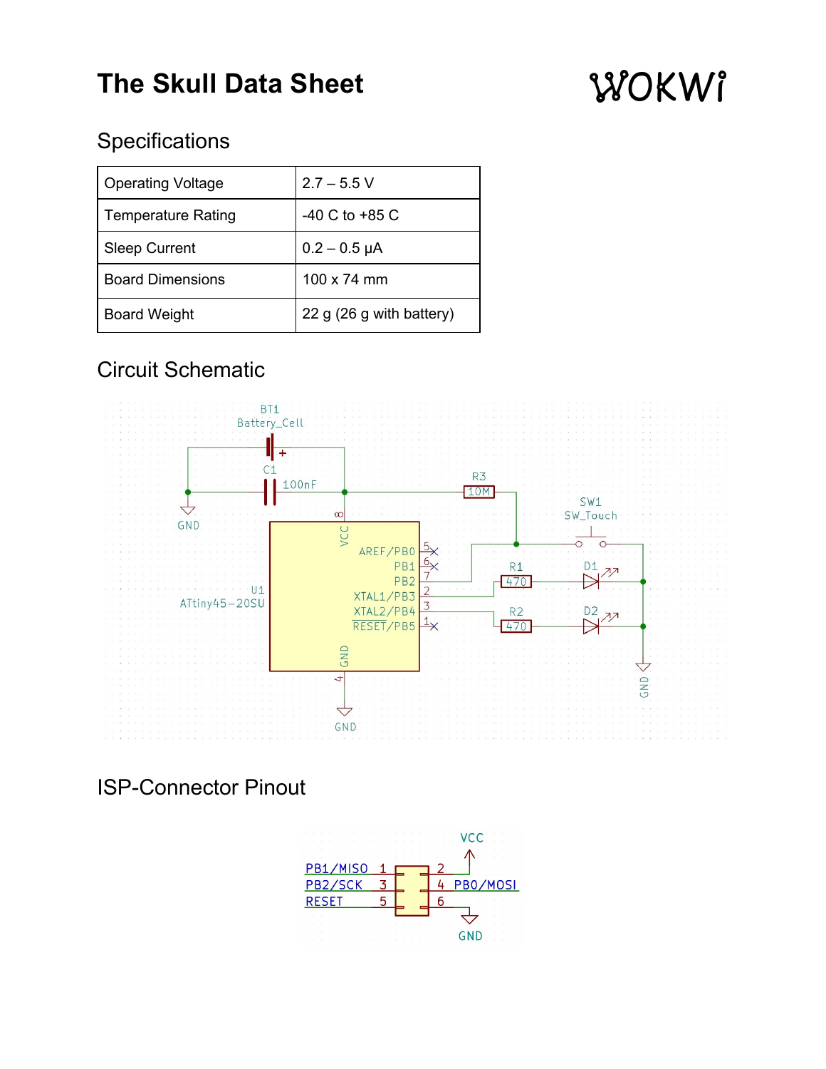# The Skull Data Sheet

WOKWI

## Specifications

| Operating Voltage | 2.7 – 5.5 V |
|---|---|
| Temperature Rating | -40 C to +85 C |
| Sleep Current | 0.2 – 0.5 µA |
| Board Dimensions | 100 x 74 mm |
| Board Weight | 22 g (26 g with battery) |

## Circuit Schematic

BT1
Battery_Cell

C1 100nF

R3 10M

SW1
SW_Touch

U1
ATtiny45-20SU

VCC 8
AREF/PB0 5
PB1 6
PB2 7
XTAL1/PB3 2
XTAL2/PB4 3
RESET/PB5 1
GND 4

R1 470 D1
R2 470 D2

GND

## ISP-Connector Pinout

| Signal | Pin | Pin | Signal |
|---|---|---|---|
| PB1/MISO | 1 | 2 | VCC |
| PB2/SCK | 3 | 4 | PB0/MOSI |
| RESET | 5 | 6 | GND |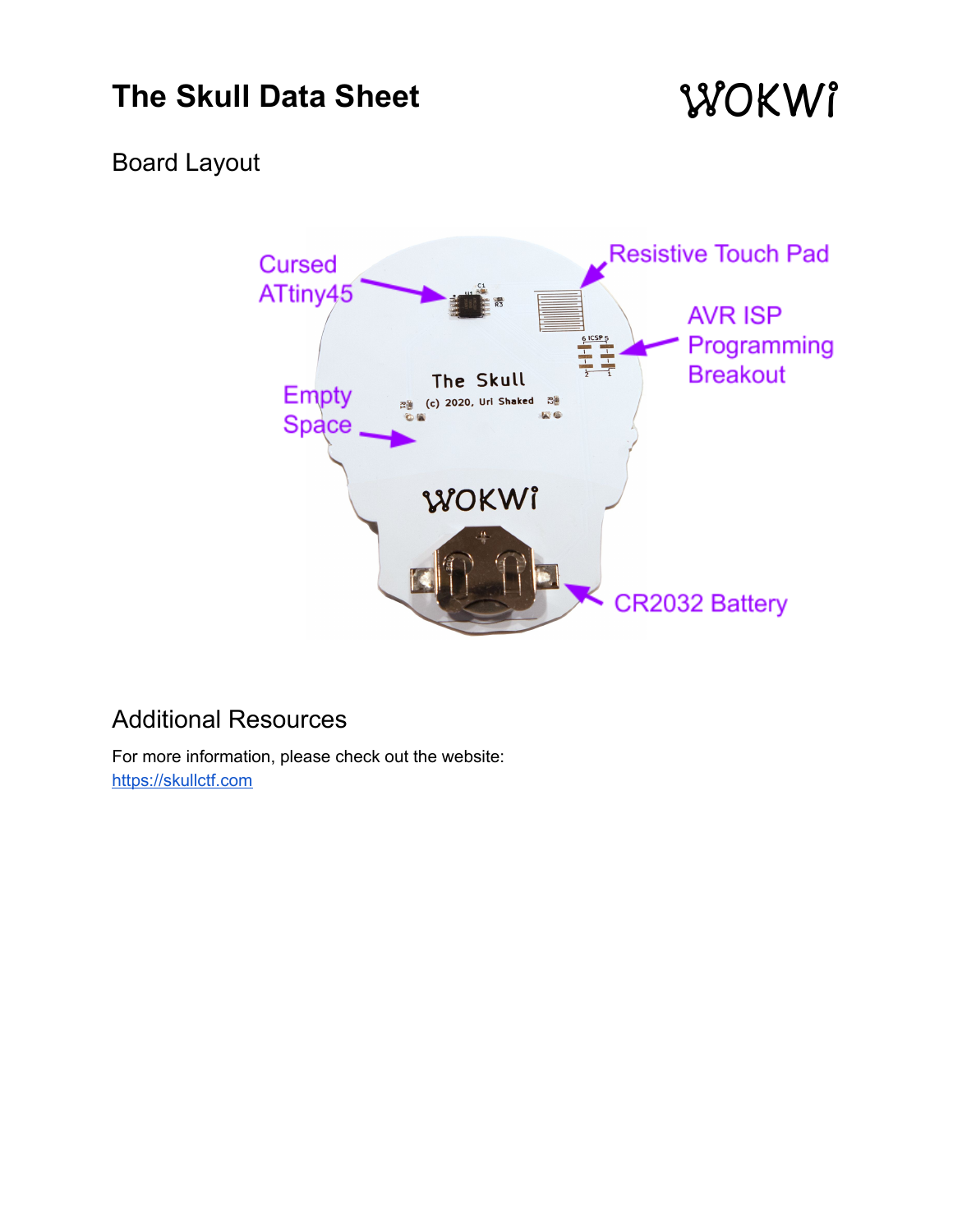# The Skull Data Sheet

WOKWi

## Board Layout

Cursed ATtiny45

Resistive Touch Pad

AVR ISP Programming Breakout

Empty Space

CR2032 Battery

## Additional Resources

For more information, please check out the website:
https://skullctf.com